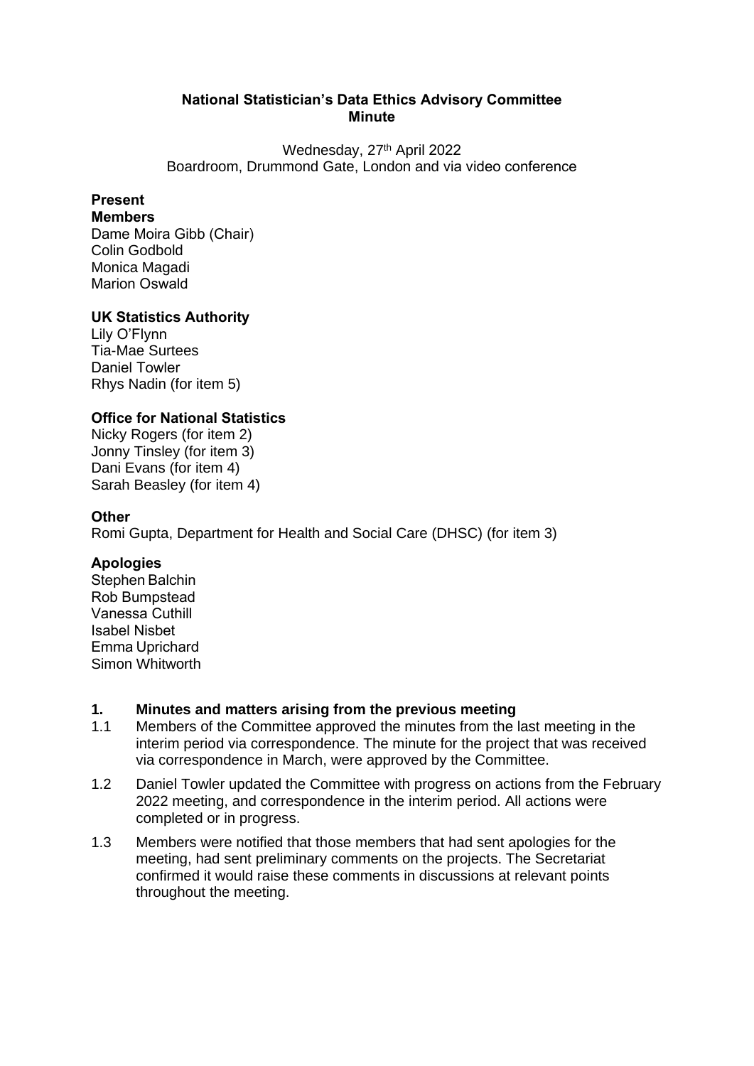**National Statistician's Data Ethics Advisory Committee**
**Minute**

Wednesday, 27th April 2022
Boardroom, Drummond Gate, London and via video conference

**Present**

**Members**
Dame Moira Gibb (Chair)
Colin Godbold
Monica Magadi
Marion Oswald

**UK Statistics Authority**
Lily O'Flynn
Tia-Mae Surtees
Daniel Towler
Rhys Nadin (for item 5)

**Office for National Statistics**
Nicky Rogers (for item 2)
Jonny Tinsley (for item 3)
Dani Evans (for item 4)
Sarah Beasley (for item 4)

**Other**
Romi Gupta, Department for Health and Social Care (DHSC) (for item 3)

**Apologies**
Stephen Balchin
Rob Bumpstead
Vanessa Cuthill
Isabel Nisbet
Emma Uprichard
Simon Whitworth

## 1. Minutes and matters arising from the previous meeting

1.1 Members of the Committee approved the minutes from the last meeting in the interim period via correspondence. The minute for the project that was received via correspondence in March, were approved by the Committee.

1.2 Daniel Towler updated the Committee with progress on actions from the February 2022 meeting, and correspondence in the interim period. All actions were completed or in progress.

1.3 Members were notified that those members that had sent apologies for the meeting, had sent preliminary comments on the projects. The Secretariat confirmed it would raise these comments in discussions at relevant points throughout the meeting.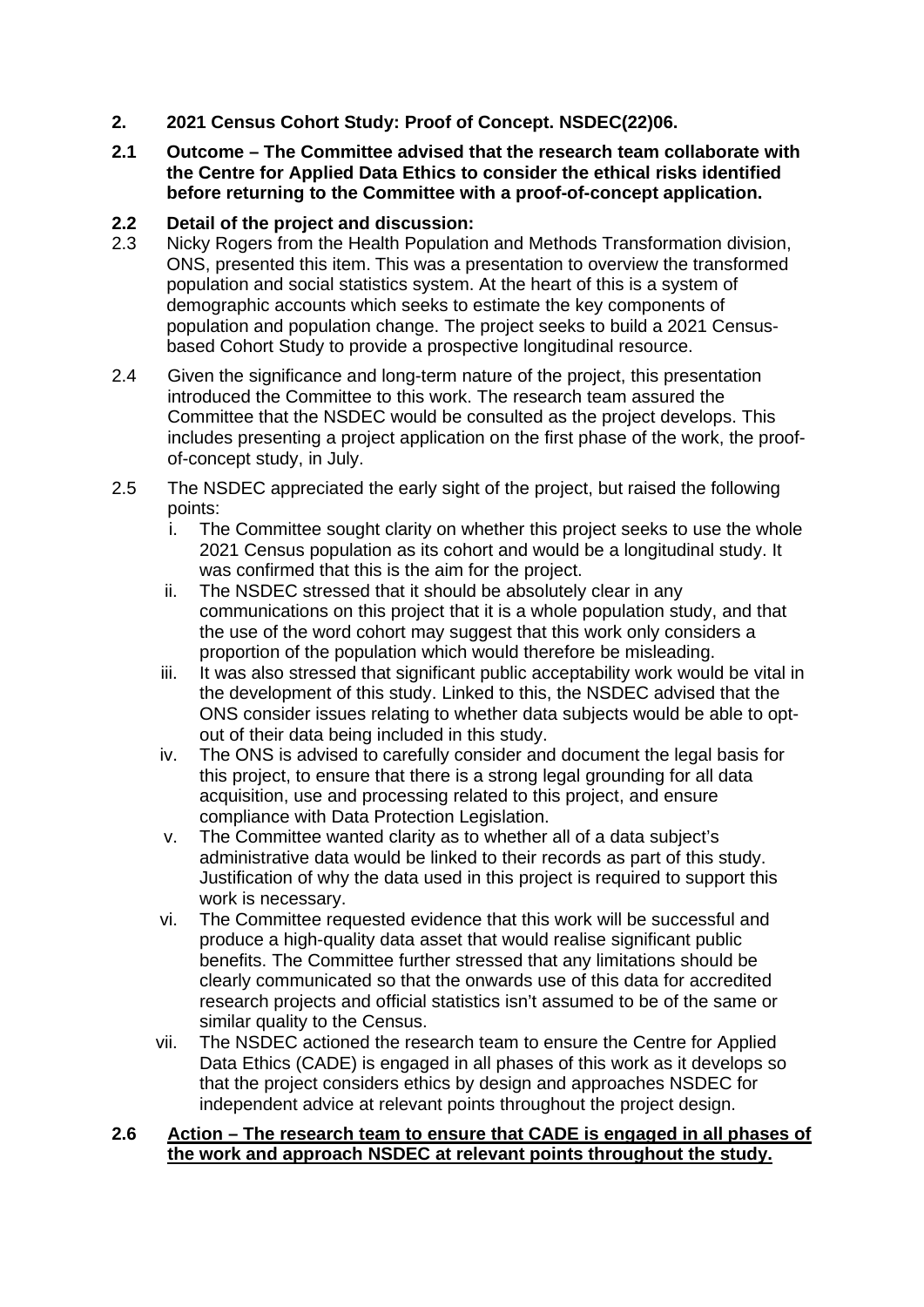## 2. 2021 Census Cohort Study: Proof of Concept. NSDEC(22)06.

**2.1 Outcome – The Committee advised that the research team collaborate with the Centre for Applied Data Ethics to consider the ethical risks identified before returning to the Committee with a proof-of-concept application.**

**2.2 Detail of the project and discussion:**

2.3 Nicky Rogers from the Health Population and Methods Transformation division, ONS, presented this item. This was a presentation to overview the transformed population and social statistics system. At the heart of this is a system of demographic accounts which seeks to estimate the key components of population and population change. The project seeks to build a 2021 Census-based Cohort Study to provide a prospective longitudinal resource.

2.4 Given the significance and long-term nature of the project, this presentation introduced the Committee to this work. The research team assured the Committee that the NSDEC would be consulted as the project develops. This includes presenting a project application on the first phase of the work, the proof-of-concept study, in July.

2.5 The NSDEC appreciated the early sight of the project, but raised the following points:

i. The Committee sought clarity on whether this project seeks to use the whole 2021 Census population as its cohort and would be a longitudinal study. It was confirmed that this is the aim for the project.

ii. The NSDEC stressed that it should be absolutely clear in any communications on this project that it is a whole population study, and that the use of the word cohort may suggest that this work only considers a proportion of the population which would therefore be misleading.

iii. It was also stressed that significant public acceptability work would be vital in the development of this study. Linked to this, the NSDEC advised that the ONS consider issues relating to whether data subjects would be able to opt-out of their data being included in this study.

iv. The ONS is advised to carefully consider and document the legal basis for this project, to ensure that there is a strong legal grounding for all data acquisition, use and processing related to this project, and ensure compliance with Data Protection Legislation.

v. The Committee wanted clarity as to whether all of a data subject's administrative data would be linked to their records as part of this study. Justification of why the data used in this project is required to support this work is necessary.

vi. The Committee requested evidence that this work will be successful and produce a high-quality data asset that would realise significant public benefits. The Committee further stressed that any limitations should be clearly communicated so that the onwards use of this data for accredited research projects and official statistics isn't assumed to be of the same or similar quality to the Census.

vii. The NSDEC actioned the research team to ensure the Centre for Applied Data Ethics (CADE) is engaged in all phases of this work as it develops so that the project considers ethics by design and approaches NSDEC for independent advice at relevant points throughout the project design.

**2.6 <u>Action – The research team to ensure that CADE is engaged in all phases of the work and approach NSDEC at relevant points throughout the study.</u>**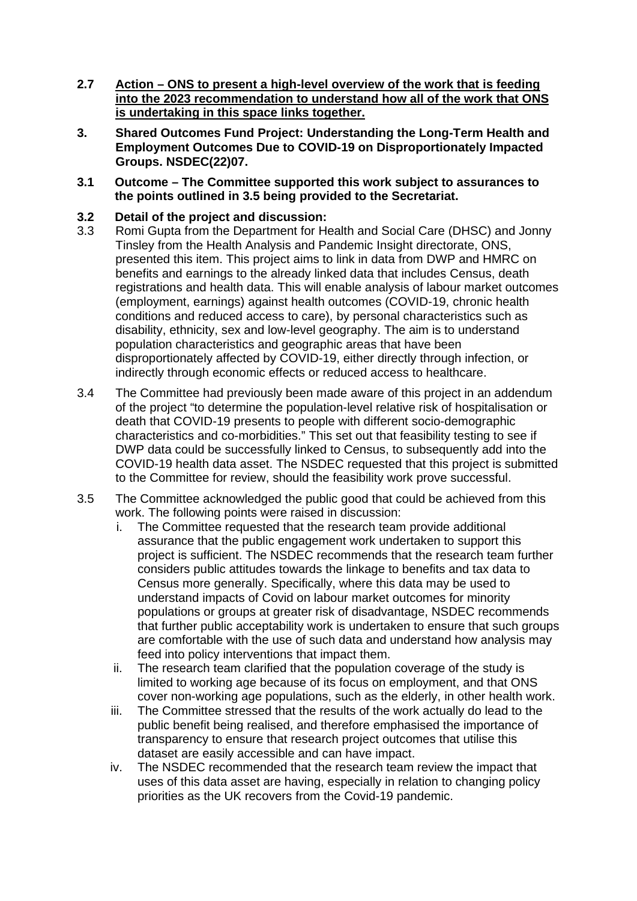**2.7 Action – ONS to present a high-level overview of the work that is feeding into the 2023 recommendation to understand how all of the work that ONS is undertaking in this space links together.**

## 3. Shared Outcomes Fund Project: Understanding the Long-Term Health and Employment Outcomes Due to COVID-19 on Disproportionately Impacted Groups. NSDEC(22)07.

**3.1 Outcome – The Committee supported this work subject to assurances to the points outlined in 3.5 being provided to the Secretariat.**

**3.2 Detail of the project and discussion:**

3.3 Romi Gupta from the Department for Health and Social Care (DHSC) and Jonny Tinsley from the Health Analysis and Pandemic Insight directorate, ONS, presented this item. This project aims to link in data from DWP and HMRC on benefits and earnings to the already linked data that includes Census, death registrations and health data. This will enable analysis of labour market outcomes (employment, earnings) against health outcomes (COVID-19, chronic health conditions and reduced access to care), by personal characteristics such as disability, ethnicity, sex and low-level geography. The aim is to understand population characteristics and geographic areas that have been disproportionately affected by COVID-19, either directly through infection, or indirectly through economic effects or reduced access to healthcare.

3.4 The Committee had previously been made aware of this project in an addendum of the project "to determine the population-level relative risk of hospitalisation or death that COVID-19 presents to people with different socio-demographic characteristics and co-morbidities." This set out that feasibility testing to see if DWP data could be successfully linked to Census, to subsequently add into the COVID-19 health data asset. The NSDEC requested that this project is submitted to the Committee for review, should the feasibility work prove successful.

3.5 The Committee acknowledged the public good that could be achieved from this work. The following points were raised in discussion:

i. The Committee requested that the research team provide additional assurance that the public engagement work undertaken to support this project is sufficient. The NSDEC recommends that the research team further considers public attitudes towards the linkage to benefits and tax data to Census more generally. Specifically, where this data may be used to understand impacts of Covid on labour market outcomes for minority populations or groups at greater risk of disadvantage, NSDEC recommends that further public acceptability work is undertaken to ensure that such groups are comfortable with the use of such data and understand how analysis may feed into policy interventions that impact them.

ii. The research team clarified that the population coverage of the study is limited to working age because of its focus on employment, and that ONS cover non-working age populations, such as the elderly, in other health work.

iii. The Committee stressed that the results of the work actually do lead to the public benefit being realised, and therefore emphasised the importance of transparency to ensure that research project outcomes that utilise this dataset are easily accessible and can have impact.

iv. The NSDEC recommended that the research team review the impact that uses of this data asset are having, especially in relation to changing policy priorities as the UK recovers from the Covid-19 pandemic.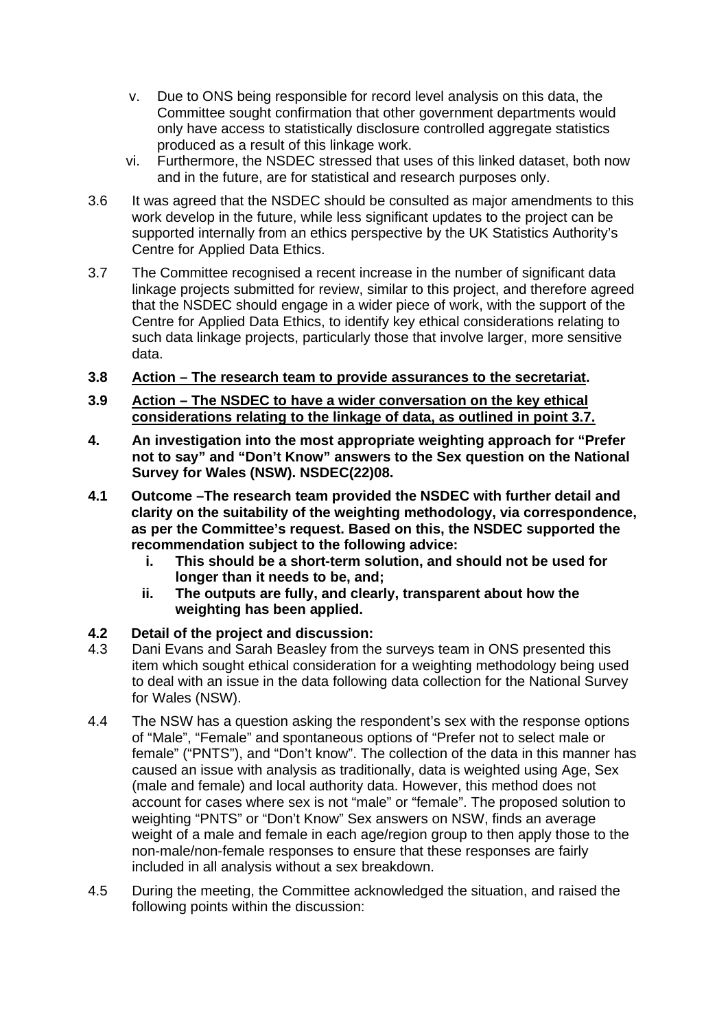v. Due to ONS being responsible for record level analysis on this data, the Committee sought confirmation that other government departments would only have access to statistically disclosure controlled aggregate statistics produced as a result of this linkage work.

vi. Furthermore, the NSDEC stressed that uses of this linked dataset, both now and in the future, are for statistical and research purposes only.

3.6 It was agreed that the NSDEC should be consulted as major amendments to this work develop in the future, while less significant updates to the project can be supported internally from an ethics perspective by the UK Statistics Authority's Centre for Applied Data Ethics.

3.7 The Committee recognised a recent increase in the number of significant data linkage projects submitted for review, similar to this project, and therefore agreed that the NSDEC should engage in a wider piece of work, with the support of the Centre for Applied Data Ethics, to identify key ethical considerations relating to such data linkage projects, particularly those that involve larger, more sensitive data.

**3.8 <u>Action – The research team to provide assurances to the secretariat</u>.**

**3.9 <u>Action – The NSDEC to have a wider conversation on the key ethical considerations relating to the linkage of data, as outlined in point 3.7.</u>**

**4. An investigation into the most appropriate weighting approach for "Prefer not to say" and "Don't Know" answers to the Sex question on the National Survey for Wales (NSW). NSDEC(22)08.**

**4.1 Outcome –The research team provided the NSDEC with further detail and clarity on the suitability of the weighting methodology, via correspondence, as per the Committee's request. Based on this, the NSDEC supported the recommendation subject to the following advice:**

**i. This should be a short-term solution, and should not be used for longer than it needs to be, and;**

**ii. The outputs are fully, and clearly, transparent about how the weighting has been applied.**

**4.2 Detail of the project and discussion:**

4.3 Dani Evans and Sarah Beasley from the surveys team in ONS presented this item which sought ethical consideration for a weighting methodology being used to deal with an issue in the data following data collection for the National Survey for Wales (NSW).

4.4 The NSW has a question asking the respondent's sex with the response options of "Male", "Female" and spontaneous options of "Prefer not to select male or female" ("PNTS"), and "Don't know". The collection of the data in this manner has caused an issue with analysis as traditionally, data is weighted using Age, Sex (male and female) and local authority data. However, this method does not account for cases where sex is not "male" or "female". The proposed solution to weighting "PNTS" or "Don't Know" Sex answers on NSW, finds an average weight of a male and female in each age/region group to then apply those to the non-male/non-female responses to ensure that these responses are fairly included in all analysis without a sex breakdown.

4.5 During the meeting, the Committee acknowledged the situation, and raised the following points within the discussion: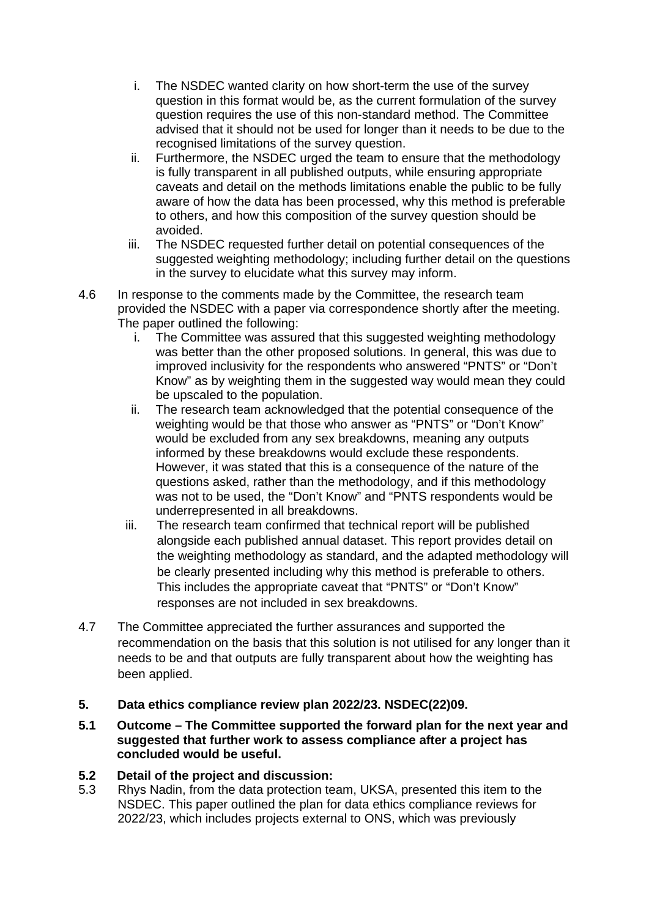i. The NSDEC wanted clarity on how short-term the use of the survey question in this format would be, as the current formulation of the survey question requires the use of this non-standard method. The Committee advised that it should not be used for longer than it needs to be due to the recognised limitations of the survey question.

ii. Furthermore, the NSDEC urged the team to ensure that the methodology is fully transparent in all published outputs, while ensuring appropriate caveats and detail on the methods limitations enable the public to be fully aware of how the data has been processed, why this method is preferable to others, and how this composition of the survey question should be avoided.

iii. The NSDEC requested further detail on potential consequences of the suggested weighting methodology; including further detail on the questions in the survey to elucidate what this survey may inform.

4.6 In response to the comments made by the Committee, the research team provided the NSDEC with a paper via correspondence shortly after the meeting. The paper outlined the following:

i. The Committee was assured that this suggested weighting methodology was better than the other proposed solutions. In general, this was due to improved inclusivity for the respondents who answered "PNTS" or "Don't Know" as by weighting them in the suggested way would mean they could be upscaled to the population.

ii. The research team acknowledged that the potential consequence of the weighting would be that those who answer as "PNTS" or "Don't Know" would be excluded from any sex breakdowns, meaning any outputs informed by these breakdowns would exclude these respondents. However, it was stated that this is a consequence of the nature of the questions asked, rather than the methodology, and if this methodology was not to be used, the "Don't Know" and "PNTS respondents would be underrepresented in all breakdowns.

iii. The research team confirmed that technical report will be published alongside each published annual dataset. This report provides detail on the weighting methodology as standard, and the adapted methodology will be clearly presented including why this method is preferable to others. This includes the appropriate caveat that "PNTS" or "Don't Know" responses are not included in sex breakdowns.

4.7 The Committee appreciated the further assurances and supported the recommendation on the basis that this solution is not utilised for any longer than it needs to be and that outputs are fully transparent about how the weighting has been applied.

## 5. Data ethics compliance review plan 2022/23. NSDEC(22)09.

**5.1 Outcome – The Committee supported the forward plan for the next year and suggested that further work to assess compliance after a project has concluded would be useful.**

**5.2 Detail of the project and discussion:**

5.3 Rhys Nadin, from the data protection team, UKSA, presented this item to the NSDEC. This paper outlined the plan for data ethics compliance reviews for 2022/23, which includes projects external to ONS, which was previously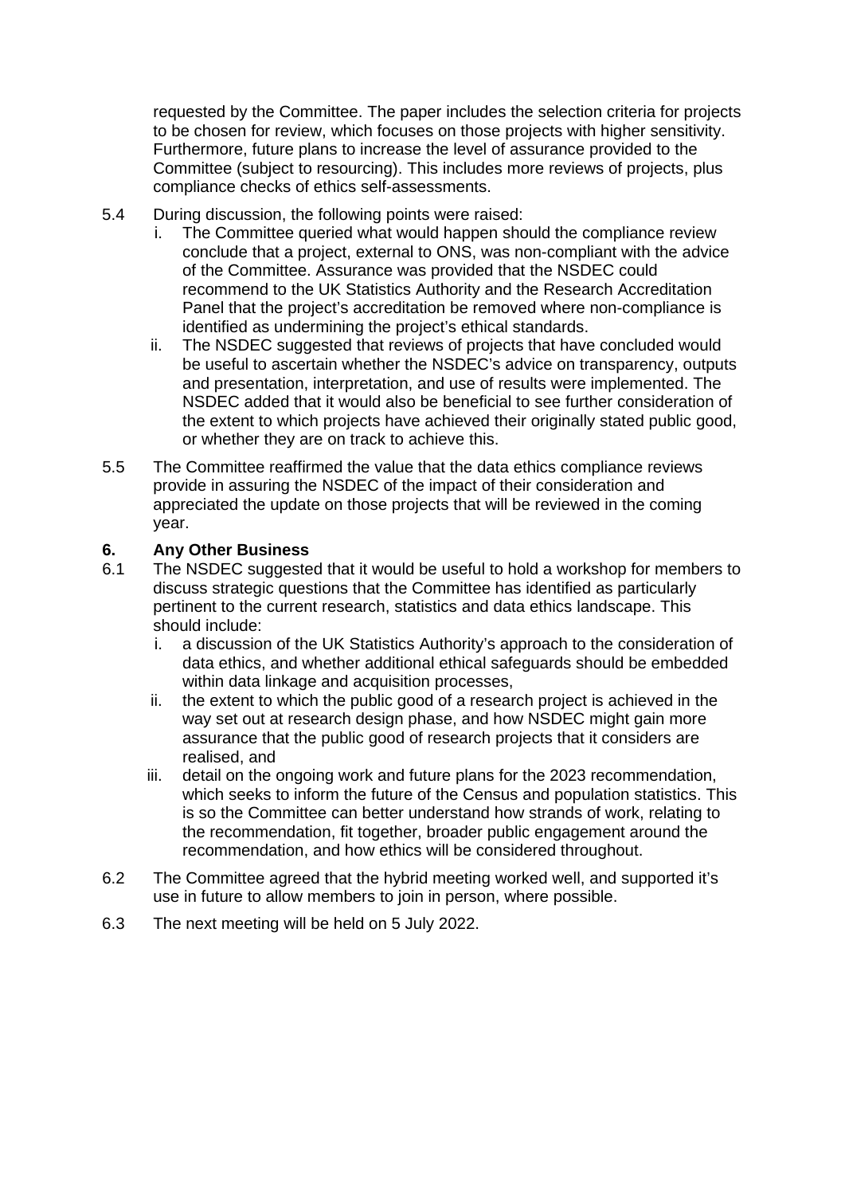requested by the Committee. The paper includes the selection criteria for projects to be chosen for review, which focuses on those projects with higher sensitivity. Furthermore, future plans to increase the level of assurance provided to the Committee (subject to resourcing). This includes more reviews of projects, plus compliance checks of ethics self-assessments.

5.4 During discussion, the following points were raised:

   i. The Committee queried what would happen should the compliance review conclude that a project, external to ONS, was non-compliant with the advice of the Committee. Assurance was provided that the NSDEC could recommend to the UK Statistics Authority and the Research Accreditation Panel that the project's accreditation be removed where non-compliance is identified as undermining the project's ethical standards.

   ii. The NSDEC suggested that reviews of projects that have concluded would be useful to ascertain whether the NSDEC's advice on transparency, outputs and presentation, interpretation, and use of results were implemented. The NSDEC added that it would also be beneficial to see further consideration of the extent to which projects have achieved their originally stated public good, or whether they are on track to achieve this.

5.5 The Committee reaffirmed the value that the data ethics compliance reviews provide in assuring the NSDEC of the impact of their consideration and appreciated the update on those projects that will be reviewed in the coming year.

**6. Any Other Business**

6.1 The NSDEC suggested that it would be useful to hold a workshop for members to discuss strategic questions that the Committee has identified as particularly pertinent to the current research, statistics and data ethics landscape. This should include:

   i. a discussion of the UK Statistics Authority's approach to the consideration of data ethics, and whether additional ethical safeguards should be embedded within data linkage and acquisition processes,

   ii. the extent to which the public good of a research project is achieved in the way set out at research design phase, and how NSDEC might gain more assurance that the public good of research projects that it considers are realised, and

   iii. detail on the ongoing work and future plans for the 2023 recommendation, which seeks to inform the future of the Census and population statistics. This is so the Committee can better understand how strands of work, relating to the recommendation, fit together, broader public engagement around the recommendation, and how ethics will be considered throughout.

6.2 The Committee agreed that the hybrid meeting worked well, and supported it's use in future to allow members to join in person, where possible.

6.3 The next meeting will be held on 5 July 2022.